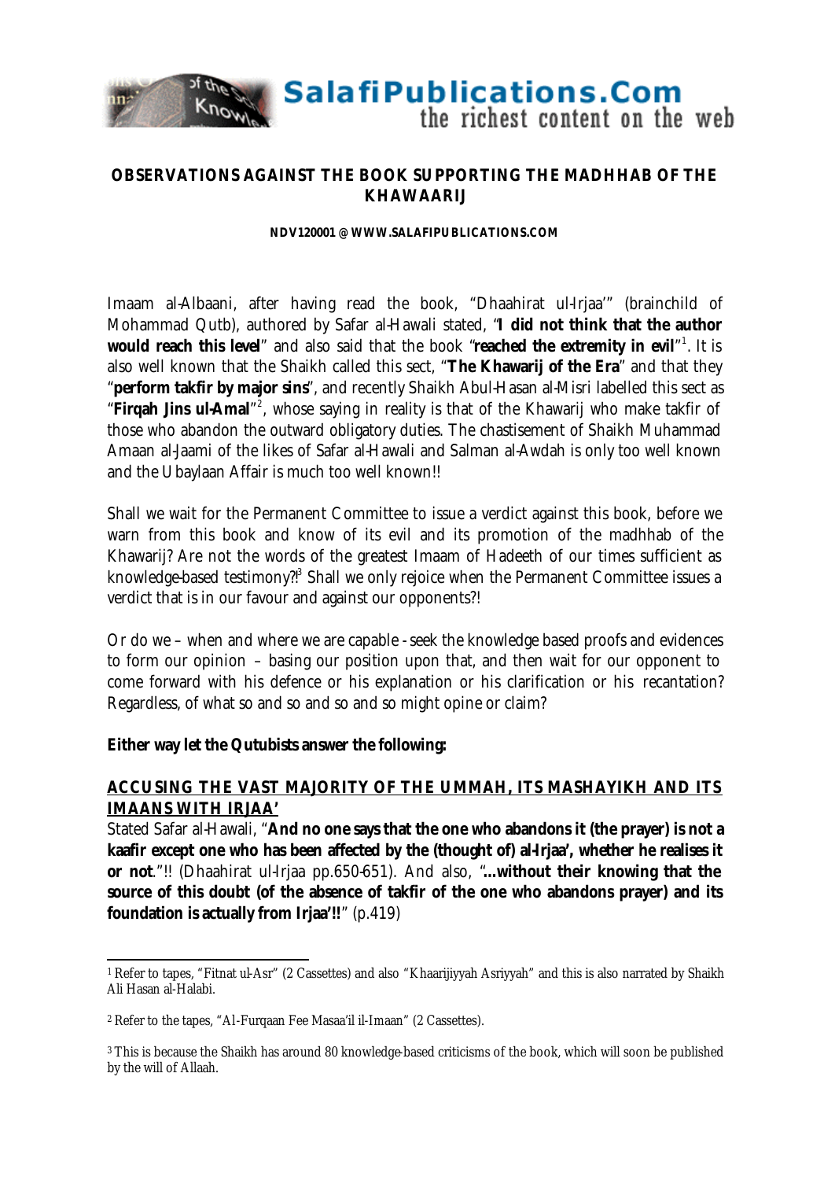# OBSERVATIONS AGAINST THE BOOK SUPPORTING THE MADHHAB OF THE KHAWAARIJ

**NDV120001 @ WWW.SALAFIPUBLICATIONS.COM**

Imaam al-Albaani, after having read the book, "Dhaahirat ul-Irjaa'" (brainchild of Mohammad Qutb), authored by Safar al-Hawali stated, "**I did not think that the author would reach this level**" and also said that the book "**reached the extremity in evil**"[1]. It is also well known that the Shaikh called this sect, "**The Khawarij of the Era**" and that they "**perform takfir by major sins**", and recently Shaikh Abul-Hasan al-Misri labelled this sect as "**Firqah Jins ul-Amal**"[2], whose saying in reality is that of the Khawarij who make takfir of those who abandon the outward obligatory duties. The chastisement of Shaikh Muhammad Amaan al-Jaami of the likes of Safar al-Hawali and Salman al-Awdah is only too well known and the Ubaylaan Affair is much too well known!!

Shall we wait for the Permanent Committee to issue a verdict against this book, before we warn from this book and know of its evil and its promotion of the madhhab of the Khawarij? Are not the words of the greatest Imaam of Hadeeth of our times sufficient as knowledge-based testimony?![3] Shall we only rejoice when the Permanent Committee issues a verdict that is in our favour and against our opponents?!

Or do we – when and where we are capable - seek the knowledge based proofs and evidences to form our opinion – basing our position upon that, and then wait for our opponent to come forward with his defence or his explanation or his clarification or his recantation? Regardless, of what so and so and so and so might opine or claim?

**Either way let the Qutubists answer the following:**

## ACCUSING THE VAST MAJORITY OF THE UMMAH, ITS MASHAYIKH AND ITS IMAANS WITH IRJAA'

Stated Safar al-Hawali, "**And no one says that the one who abandons it (the prayer) is not a kaafir except one who has been affected by the (thought of) al-Irjaa', whether he realises it or not**."!! (Dhaahirat ul-Irjaa pp.650-651). And also, "**...without their knowing that the source of this doubt (of the absence of takfir of the one who abandons prayer) and its foundation is actually from Irjaa'!!**" (p.419)

---

[1] Refer to tapes, "Fitnat ul-Asr" (2 Cassettes) and also "Khaarijiyyah Asriyyah" and this is also narrated by Shaikh Ali Hasan al-Halabi.

[2] Refer to the tapes, "Al-Furqaan Fee Masaa'il il-Imaan" (2 Cassettes).

[3] This is because the Shaikh has around 80 knowledge-based criticisms of the book, which will soon be published by the will of Allaah.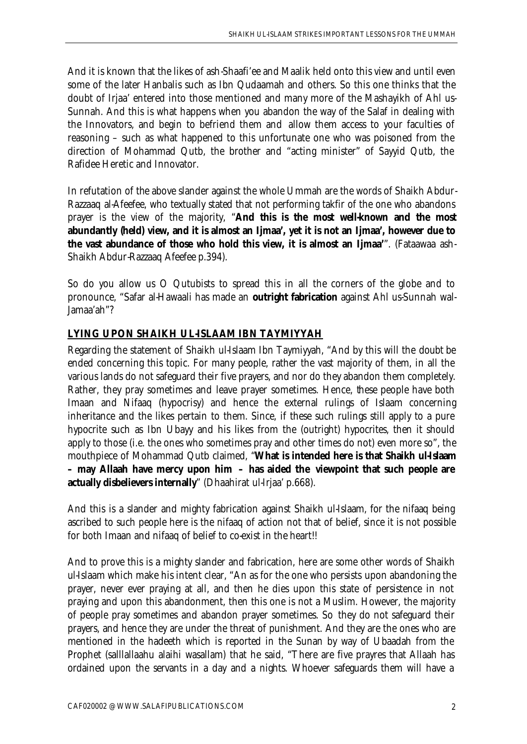And it is known that the likes of ash-Shaafi'ee and Maalik held onto this view and until even some of the later Hanbalis such as Ibn Qudaamah and others. So this one thinks that the doubt of Irjaa' entered into those mentioned and many more of the Mashayikh of Ahl us-Sunnah. And this is what happens when you abandon the way of the Salaf in dealing with the Innovators, and begin to befriend them and allow them access to your faculties of reasoning – such as what happened to this unfortunate one who was poisoned from the direction of Mohammad Qutb, the brother and "acting minister" of Sayyid Qutb, the Rafidee Heretic and Innovator.

In refutation of the above slander against the whole Ummah are the words of Shaikh Abdur-Razzaaq al-Afeefee, who textually stated that not performing takfir of the one who abandons prayer is the view of the majority, "**And this is the most well-known and the most abundantly (held) view, and it is almost an Ijmaa', yet it is not an Ijmaa', however due to the vast abundance of those who hold this view, it is almost an Ijmaa'**". (Fataawaa ash-Shaikh Abdur-Razzaaq Afeefee p.394).

So do you allow us O Qutubists to spread this in all the corners of the globe and to pronounce, "Safar al-Hawaali has made an **outright fabrication** against Ahl us-Sunnah wal-Jamaa'ah"?

## LYING UPON SHAIKH UL-ISLAAM IBN TAYMIYYAH

Regarding the statement of Shaikh ul-Islaam Ibn Taymiyyah, "And by this will the doubt be ended concerning this topic. For many people, rather the vast majority of them, in all the various lands do not safeguard their five prayers, and nor do they abandon them completely. Rather, they pray sometimes and leave prayer sometimes. Hence, these people have both Imaan and Nifaaq (hypocrisy) and hence the external rulings of Islaam concerning inheritance and the likes pertain to them. Since, if these such rulings still apply to a pure hypocrite such as Ibn Ubayy and his likes from the (outright) hypocrites, then it should apply to those (i.e. the ones who sometimes pray and other times do not) even more so", the mouthpiece of Mohammad Qutb claimed, "**What is intended here is that Shaikh ul-Islaam – may Allaah have mercy upon him – has aided the viewpoint that such people are actually disbelievers internally**" (Dhaahirat ul-Irjaa' p.668).

And this is a slander and mighty fabrication against Shaikh ul-Islaam, for the nifaaq being ascribed to such people here is the nifaaq of action not that of belief, since it is not possible for both Imaan and nifaaq of belief to co-exist in the heart!!

And to prove this is a mighty slander and fabrication, here are some other words of Shaikh ul-Islaam which make his intent clear, "An as for the one who persists upon abandoning the prayer, never ever praying at all, and then he dies upon this state of persistence in not praying and upon this abandonment, then this one is not a Muslim. However, the majority of people pray sometimes and abandon prayer sometimes. So they do not safeguard their prayers, and hence they are under the threat of punishment. And they are the ones who are mentioned in the hadeeth which is reported in the Sunan by way of Ubaadah from the Prophet (salllallaahu alaihi wasallam) that he said, "There are five prayres that Allaah has ordained upon the servants in a day and a nights. Whoever safeguards them will have a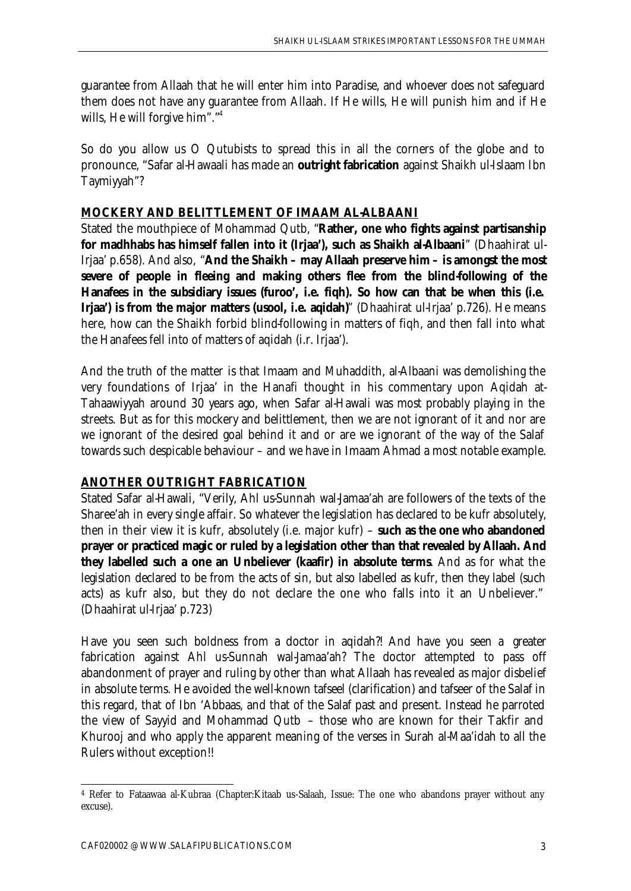guarantee from Allaah that he will enter him into Paradise, and whoever does not safeguard them does not have any guarantee from Allaah. If He wills, He will punish him and if He wills, He will forgive him".[4]

So do you allow us O Qutubists to spread this in all the corners of the globe and to pronounce, "Safar al-Hawaali has made an **outright fabrication** against Shaikh ul-Islaam Ibn Taymiyyah"?

## MOCKERY AND BELITTLEMENT OF IMAAM AL-ALBAANI

Stated the mouthpiece of Mohammad Qutb, "**Rather, one who fights against partisanship for madhhabs has himself fallen into it (Irjaa'), such as Shaikh al-Albaani**" (Dhaahirat ul-Irjaa' p.658). And also, "**And the Shaikh – may Allaah preserve him – is amongst the most severe of people in fleeing and making others flee from the blind-following of the Hanafees in the subsidiary issues (furoo', i.e. fiqh). So how can that be when this (i.e. Irjaa') is from the major matters (usool, i.e. aqidah)**" (Dhaahirat ul-Irjaa' p.726). He means here, how can the Shaikh forbid blind-following in matters of fiqh, and then fall into what the Hanafees fell into of matters of aqidah (i.r. Irjaa').

And the truth of the matter is that Imaam and Muhaddith, al-Albaani was demolishing the very foundations of Irjaa' in the Hanafi thought in his commentary upon Aqidah at-Tahaawiyyah around 30 years ago, when Safar al-Hawali was most probably playing in the streets. But as for this mockery and belittlement, then we are not ignorant of it and nor are we ignorant of the desired goal behind it and or are we ignorant of the way of the Salaf towards such despicable behaviour – and we have in Imaam Ahmad a most notable example.

## ANOTHER OUTRIGHT FABRICATION

Stated Safar al-Hawali, "Verily, Ahl us-Sunnah wal-Jamaa'ah are followers of the texts of the Sharee'ah in every single affair. So whatever the legislation has declared to be kufr absolutely, then in their view it is kufr, absolutely (i.e. major kufr) – **such as the one who abandoned prayer or practiced magic or ruled by a legislation other than that revealed by Allaah. And they labelled such a one an Unbeliever (kaafir) in absolute terms**. And as for what the legislation declared to be from the acts of sin, but also labelled as kufr, then they label (such acts) as kufr also, but they do not declare the one who falls into it an Unbeliever." (Dhaahirat ul-Irjaa' p.723)

Have you seen such boldness from a doctor in aqidah?! And have you seen a greater fabrication against Ahl us-Sunnah wal-Jamaa'ah? The doctor attempted to pass off abandonment of prayer and ruling by other than what Allaah has revealed as major disbelief in absolute terms. He avoided the well-known tafseel (clarification) and tafseer of the Salaf in this regard, that of Ibn 'Abbaas, and that of the Salaf past and present. Instead he parroted the view of Sayyid and Mohammad Qutb – those who are known for their Takfir and Khurooj and who apply the apparent meaning of the verses in Surah al-Maa'idah to all the Rulers without exception!!

---

[4] Refer to Fataawaa al-Kubraa (Chapter:Kitaab us-Salaah, Issue: The one who abandons prayer without any excuse).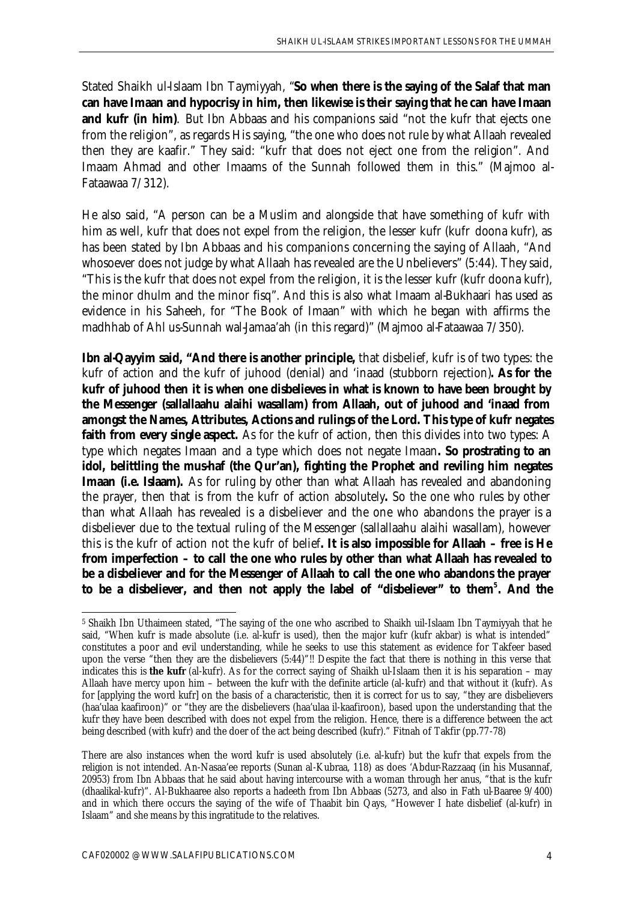Stated Shaikh ul-Islaam Ibn Taymiyyah, "**So when there is the saying of the Salaf that man can have Imaan and hypocrisy in him, then likewise is their saying that he can have Imaan and kufr (in him)**. But Ibn Abbaas and his companions said "not the kufr that ejects one from the religion", as regards His saying, "the one who does not rule by what Allaah revealed then they are kaafir." They said: "kufr that does not eject one from the religion". And Imaam Ahmad and other Imaams of the Sunnah followed them in this." (Majmoo al-Fataawaa 7/312).

He also said, "A person can be a Muslim and alongside that have something of kufr with him as well, kufr that does not expel from the religion, the lesser kufr (kufr doona kufr), as has been stated by Ibn Abbaas and his companions concerning the saying of Allaah, "And whosoever does not judge by what Allaah has revealed are the Unbelievers" (5:44). They said, "This is the kufr that does not expel from the religion, it is the lesser kufr (kufr doona kufr), the minor dhulm and the minor fisq". And this is also what Imaam al-Bukhaari has used as evidence in his Saheeh, for "The Book of Imaan" with which he began with affirms the madhhab of Ahl us-Sunnah wal-Jamaa'ah (in this regard)" (Majmoo al-Fataawaa 7/350).

**Ibn al-Qayyim said, "And there is another principle,** that disbelief, kufr is of two types: the kufr of action and the kufr of juhood (denial) and 'inaad (stubborn rejection)**. As for the kufr of juhood then it is when one disbelieves in what is known to have been brought by the Messenger (sallallaahu alaihi wasallam) from Allaah, out of juhood and 'inaad from amongst the Names, Attributes, Actions and rulings of the Lord. This type of kufr negates faith from every single aspect.** As for the kufr of action, then this divides into two types: A type which negates Imaan and a type which does not negate Imaan**. So prostrating to an idol, belittling the mus-haf (the Qur'an), fighting the Prophet and reviling him negates Imaan (i.e. Islaam).** As for ruling by other than what Allaah has revealed and abandoning the prayer, then that is from the kufr of action absolutely**.** So the one who rules by other than what Allaah has revealed is a disbeliever and the one who abandons the prayer is a disbeliever due to the textual ruling of the Messenger (sallallaahu alaihi wasallam), however this is the kufr of action not the kufr of belief**. It is also impossible for Allaah – free is He from imperfection – to call the one who rules by other than what Allaah has revealed to be a disbeliever and for the Messenger of Allaah to call the one who abandons the prayer to be a disbeliever, and then not apply the label of "disbeliever" to them[5]. And the**

---

[5] Shaikh Ibn Uthaimeen stated, "The saying of the one who ascribed to Shaikh uil-Islaam Ibn Taymiyyah that he said, "When kufr is made absolute (i.e. al-kufr is used), then the major kufr (kufr akbar) is what is intended" constitutes a poor and evil understanding, while he seeks to use this statement as evidence for Takfeer based upon the verse "then they are the disbelievers (5:44)"!! Despite the fact that there is nothing in this verse that indicates this is **the kufr** (al-kufr). As for the correct saying of Shaikh ul-Islaam then it is his separation – may Allaah have mercy upon him – between the kufr with the definite article (al-kufr) and that without it (kufr). As for [applying the word kufr] on the basis of a characteristic, then it is correct for us to say, "they are disbelievers (haa'ulaa kaafiroon)" or "they are the disbelievers (haa'ulaa il-kaafiroon), based upon the understanding that the kufr they have been described with does not expel from the religion. Hence, there is a difference between the act being described (with kufr) and the doer of the act being described (kufr)." Fitnah of Takfir (pp.77-78)

There are also instances when the word kufr is used absolutely (i.e. al-kufr) but the kufr that expels from the religion is not intended. An-Nasaa'ee reports (Sunan al-Kubraa, 118) as does 'Abdur-Razzaaq (in his Musannaf, 20953) from Ibn Abbaas that he said about having intercourse with a woman through her anus, "that is the kufr (dhaalikal-kufr)". Al-Bukhaaree also reports a hadeeth from Ibn Abbaas (5273, and also in Fath ul-Baaree 9/400) and in which there occurs the saying of the wife of Thaabit bin Qays, "However I hate disbelief (al-kufr) in Islaam" and she means by this ingratitude to the relatives.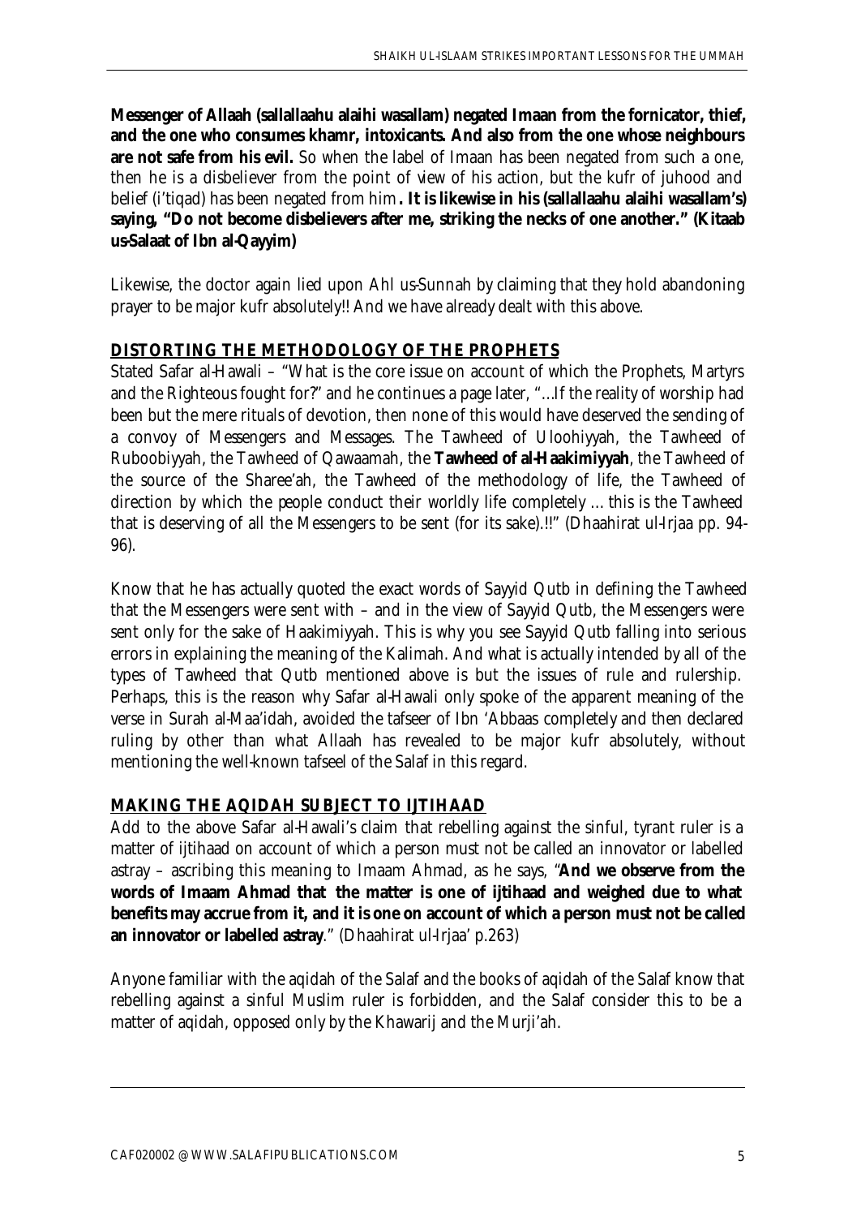**Messenger of Allaah (sallallaahu alaihi wasallam) negated Imaan from the fornicator, thief, and the one who consumes khamr, intoxicants. And also from the one whose neighbours are not safe from his evil.** So when the label of Imaan has been negated from such a one, then he is a disbeliever from the point of view of his action, but the kufr of juhood and belief (i'tiqad) has been negated from him**. It is likewise in his (sallallaahu alaihi wasallam's) saying, "Do not become disbelievers after me, striking the necks of one another." (Kitaab us-Salaat of Ibn al-Qayyim)**

Likewise, the doctor again lied upon Ahl us-Sunnah by claiming that they hold abandoning prayer to be major kufr absolutely!! And we have already dealt with this above.

**DISTORTING THE METHODOLOGY OF THE PROPHETS**

Stated Safar al-Hawali – "What is the core issue on account of which the Prophets, Martyrs and the Righteous fought for?" and he continues a page later, "...If the reality of worship had been but the mere rituals of devotion, then none of this would have deserved the sending of a convoy of Messengers and Messages. The Tawheed of Uloohiyyah, the Tawheed of Ruboobiyyah, the Tawheed of Qawaamah, the **Tawheed of al-Haakimiyyah**, the Tawheed of the source of the Sharee'ah, the Tawheed of the methodology of life, the Tawheed of direction by which the people conduct their worldly life completely ... this is the Tawheed that is deserving of all the Messengers to be sent (for its sake).!!" (Dhaahirat ul-Irjaa pp. 94-96).

Know that he has actually quoted the exact words of Sayyid Qutb in defining the Tawheed that the Messengers were sent with – and in the view of Sayyid Qutb, the Messengers were sent only for the sake of Haakimiyyah. This is why you see Sayyid Qutb falling into serious errors in explaining the meaning of the Kalimah. And what is actually intended by all of the types of Tawheed that Qutb mentioned above is but the issues of rule and rulership. Perhaps, this is the reason why Safar al-Hawali only spoke of the apparent meaning of the verse in Surah al-Maa'idah, avoided the tafseer of Ibn 'Abbaas completely and then declared ruling by other than what Allaah has revealed to be major kufr absolutely, without mentioning the well-known tafseel of the Salaf in this regard.

**MAKING THE AQIDAH SUBJECT TO IJTIHAAD**

Add to the above Safar al-Hawali's claim that rebelling against the sinful, tyrant ruler is a matter of ijtihaad on account of which a person must not be called an innovator or labelled astray – ascribing this meaning to Imaam Ahmad, as he says, "**And we observe from the words of Imaam Ahmad that the matter is one of ijtihaad and weighed due to what benefits may accrue from it, and it is one on account of which a person must not be called an innovator or labelled astray**." (Dhaahirat ul-Irjaa' p.263)

Anyone familiar with the aqidah of the Salaf and the books of aqidah of the Salaf know that rebelling against a sinful Muslim ruler is forbidden, and the Salaf consider this to be a matter of aqidah, opposed only by the Khawarij and the Murji'ah.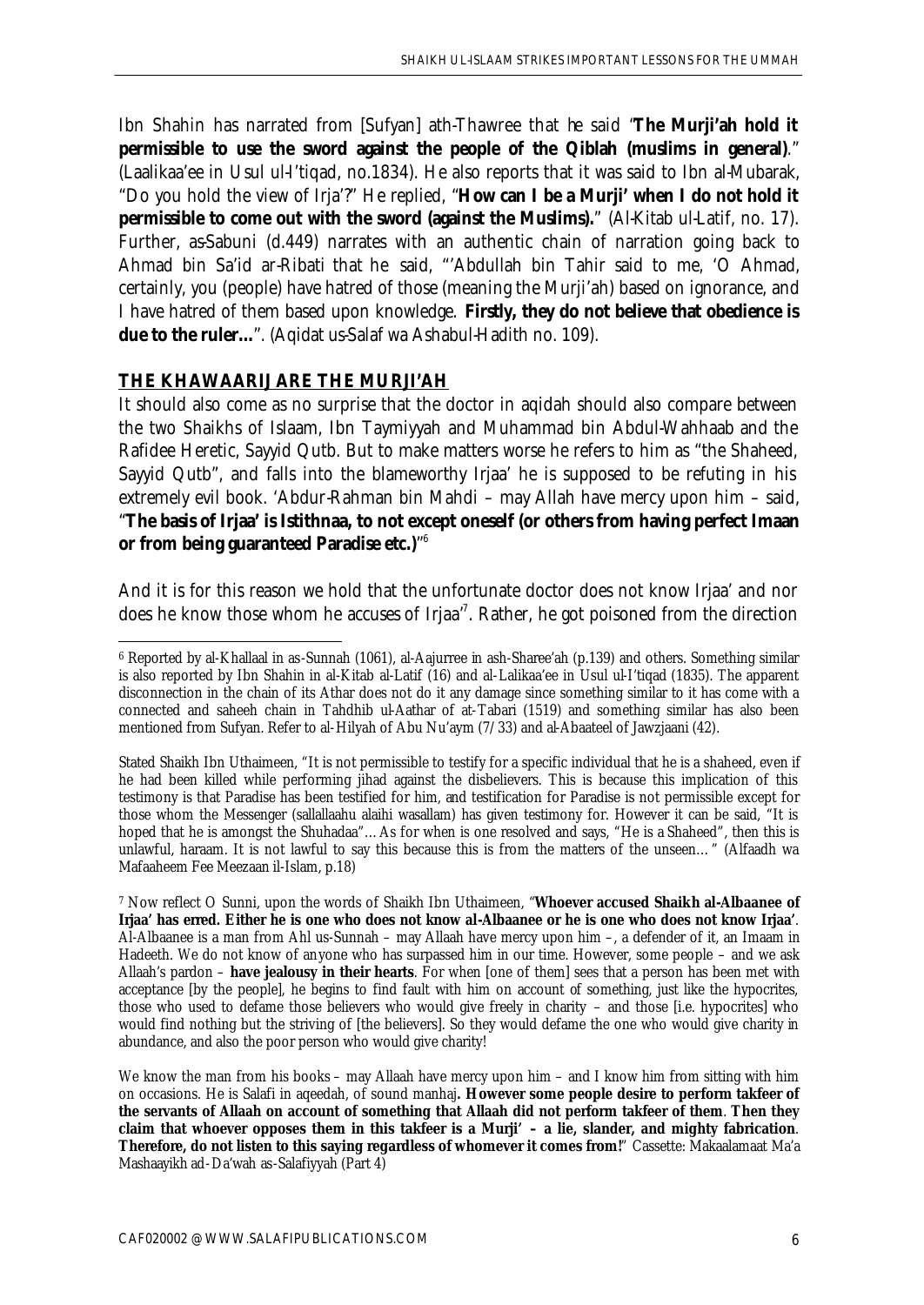Ibn Shahin has narrated from [Sufyan] ath-Thawree that he said "**The Murji'ah hold it permissible to use the sword against the people of the Qiblah (muslims in general)**." (Laalikaa'ee in Usul ul-I'tiqad, no.1834). He also reports that it was said to Ibn al-Mubarak, "Do you hold the view of Irja'?" He replied, "**How can I be a Murji' when I do not hold it permissible to come out with the sword (against the Muslims).**" (Al-Kitab ul-Latif, no. 17). Further, as-Sabuni (d.449) narrates with an authentic chain of narration going back to Ahmad bin Sa'id ar-Ribati that he said, "'Abdullah bin Tahir said to me, 'O Ahmad, certainly, you (people) have hatred of those (meaning the Murji'ah) based on ignorance, and I have hatred of them based upon knowledge. **Firstly, they do not believe that obedience is due to the ruler...**". (Aqidat us-Salaf wa Ashabul-Hadith no. 109).

## THE KHAWAARIJ ARE THE MURJI'AH

It should also come as no surprise that the doctor in aqidah should also compare between the two Shaikhs of Islaam, Ibn Taymiyyah and Muhammad bin Abdul-Wahhaab and the Rafidee Heretic, Sayyid Qutb. But to make matters worse he refers to him as "the Shaheed, Sayyid Qutb", and falls into the blameworthy Irjaa' he is supposed to be refuting in his extremely evil book. 'Abdur-Rahman bin Mahdi – may Allah have mercy upon him – said, "**The basis of Irjaa' is Istithnaa, to not except oneself (or others from having perfect Imaan or from being guaranteed Paradise etc.)**"[6]

And it is for this reason we hold that the unfortunate doctor does not know Irjaa' and nor does he know those whom he accuses of Irjaa'[7]. Rather, he got poisoned from the direction

---

[6] Reported by al-Khallaal in as-Sunnah (1061), al-Aajurree in ash-Sharee'ah (p.139) and others. Something similar is also reported by Ibn Shahin in al-Kitab al-Latif (16) and al-Lalikaa'ee in Usul ul-I'tiqad (1835). The apparent disconnection in the chain of its Athar does not do it any damage since something similar to it has come with a connected and saheeh chain in Tahdhib ul-Aathar of at-Tabari (1519) and something similar has also been mentioned from Sufyan. Refer to al-Hilyah of Abu Nu'aym (7/33) and al-Abaateel of Jawzjaani (42).

Stated Shaikh Ibn Uthaimeen, "It is not permissible to testify for a specific individual that he is a shaheed, even if he had been killed while performing jihad against the disbelievers. This is because this implication of this testimony is that Paradise has been testified for him, and testification for Paradise is not permissible except for those whom the Messenger (sallallaahu alaihi wasallam) has given testimony for. However it can be said, "It is hoped that he is amongst the Shuhadaa"... As for when is one resolved and says, "He is a Shaheed", then this is unlawful, haraam. It is not lawful to say this because this is from the matters of the unseen..." (Alfaadh wa Mafaaheem Fee Meezaan il-Islam, p.18)

[7] Now reflect O Sunni, upon the words of Shaikh Ibn Uthaimeen, "**Whoever accused Shaikh al-Albaanee of Irjaa' has erred. Either he is one who does not know al-Albaanee or he is one who does not know Irjaa'**. Al-Albaanee is a man from Ahl us-Sunnah – may Allaah have mercy upon him –, a defender of it, an Imaam in Hadeeth. We do not know of anyone who has surpassed him in our time. However, some people – and we ask Allaah's pardon – **have jealousy in their hearts**. For when [one of them] sees that a person has been met with acceptance [by the people], he begins to find fault with him on account of something, just like the hypocrites, those who used to defame those believers who would give freely in charity – and those [i.e. hypocrites] who would find nothing but the striving of [the believers]. So they would defame the one who would give charity in abundance, and also the poor person who would give charity!

We know the man from his books – may Allaah have mercy upon him – and I know him from sitting with him on occasions. He is Salafi in aqeedah, of sound manhaj**. However some people desire to perform takfeer of the servants of Allaah on account of something that Allaah did not perform takfeer of them**. **Then they claim that whoever opposes them in this takfeer is a Murji' – a lie, slander, and mighty fabrication**. **Therefore, do not listen to this saying regardless of whomever it comes from!**" Cassette: Makaalamaat Ma'a Mashaayikh ad-Da'wah as-Salafiyyah (Part 4)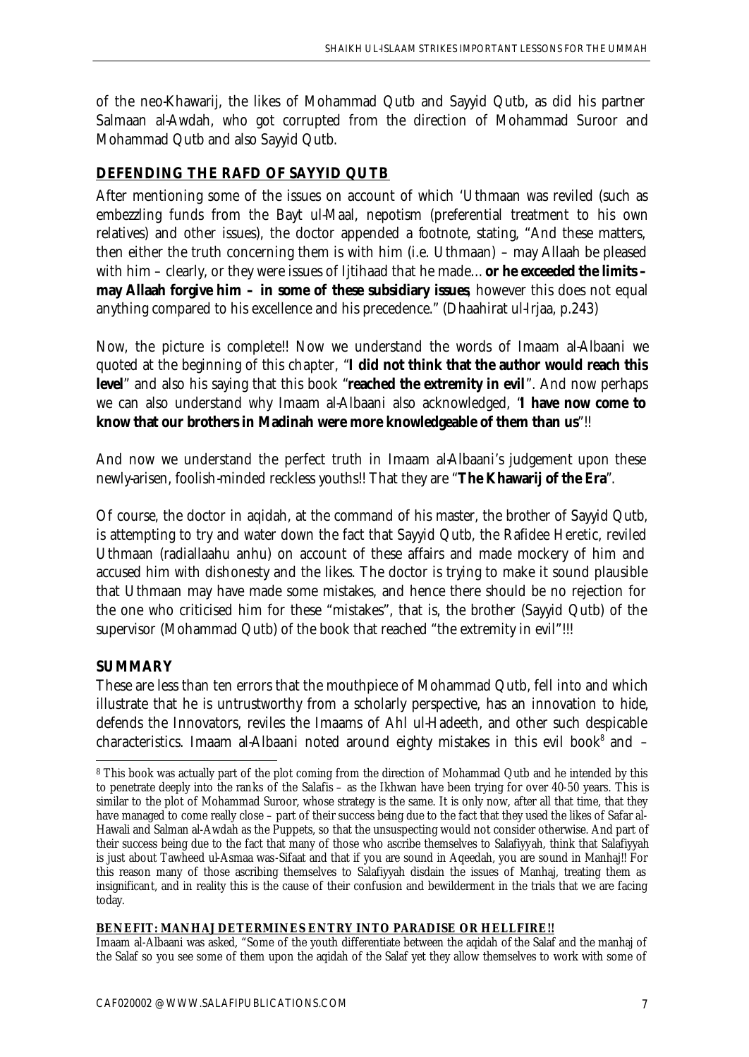of the neo-Khawarij, the likes of Mohammad Qutb and Sayyid Qutb, as did his partner Salmaan al-Awdah, who got corrupted from the direction of Mohammad Suroor and Mohammad Qutb and also Sayyid Qutb.

## DEFENDING THE RAFD OF SAYYID QUTB

After mentioning some of the issues on account of which 'Uthmaan was reviled (such as embezzling funds from the Bayt ul-Maal, nepotism (preferential treatment to his own relatives) and other issues), the doctor appended a footnote, stating, "And these matters, then either the truth concerning them is with him (i.e. Uthmaan) – may Allaah be pleased with him – clearly, or they were issues of Ijtihaad that he made... **or he exceeded the limits – may Allaah forgive him – in some of these subsidiary issues**, however this does not equal anything compared to his excellence and his precedence." (Dhaahirat ul-Irjaa, p.243)

Now, the picture is complete!! Now we understand the words of Imaam al-Albaani we quoted at the beginning of this chapter, "**I did not think that the author would reach this level**" and also his saying that this book "**reached the extremity in evil**". And now perhaps we can also understand why Imaam al-Albaani also acknowledged, "**I have now come to know that our brothers in Madinah were more knowledgeable of them than us**"!!

And now we understand the perfect truth in Imaam al-Albaani's judgement upon these newly-arisen, foolish-minded reckless youths!! That they are "**The Khawarij of the Era**".

Of course, the doctor in aqidah, at the command of his master, the brother of Sayyid Qutb, is attempting to try and water down the fact that Sayyid Qutb, the Rafidee Heretic, reviled Uthmaan (radiallaahu anhu) on account of these affairs and made mockery of him and accused him with dishonesty and the likes. The doctor is trying to make it sound plausible that Uthmaan may have made some mistakes, and hence there should be no rejection for the one who criticised him for these "mistakes", that is, the brother (Sayyid Qutb) of the supervisor (Mohammad Qutb) of the book that reached "the extremity in evil"!!!

## SUMMARY

These are less than ten errors that the mouthpiece of Mohammad Qutb, fell into and which illustrate that he is untrustworthy from a scholarly perspective, has an innovation to hide, defends the Innovators, reviles the Imaams of Ahl ul-Hadeeth, and other such despicable characteristics. Imaam al-Albaani noted around eighty mistakes in this evil book[8] and –

---

[8] This book was actually part of the plot coming from the direction of Mohammad Qutb and he intended by this to penetrate deeply into the ranks of the Salafis – as the Ikhwan have been trying for over 40-50 years. This is similar to the plot of Mohammad Suroor, whose strategy is the same. It is only now, after all that time, that they have managed to come really close – part of their success being due to the fact that they used the likes of Safar al-Hawali and Salman al-Awdah as the Puppets, so that the unsuspecting would not consider otherwise. And part of their success being due to the fact that many of those who ascribe themselves to Salafiyyah, think that Salafiyyah is just about Tawheed ul-Asmaa was-Sifaat and that if you are sound in Aqeedah, you are sound in Manhaj!! For this reason many of those ascribing themselves to Salafiyyah disdain the issues of Manhaj, treating them as insignificant, and in reality this is the cause of their confusion and bewilderment in the trials that we are facing today.

**BENEFIT: MANHAJ DETERMINES ENTRY INTO PARADISE OR HELLFIRE!!**

Imaam al-Albaani was asked, "Some of the youth differentiate between the aqidah of the Salaf and the manhaj of the Salaf so you see some of them upon the aqidah of the Salaf yet they allow themselves to work with some of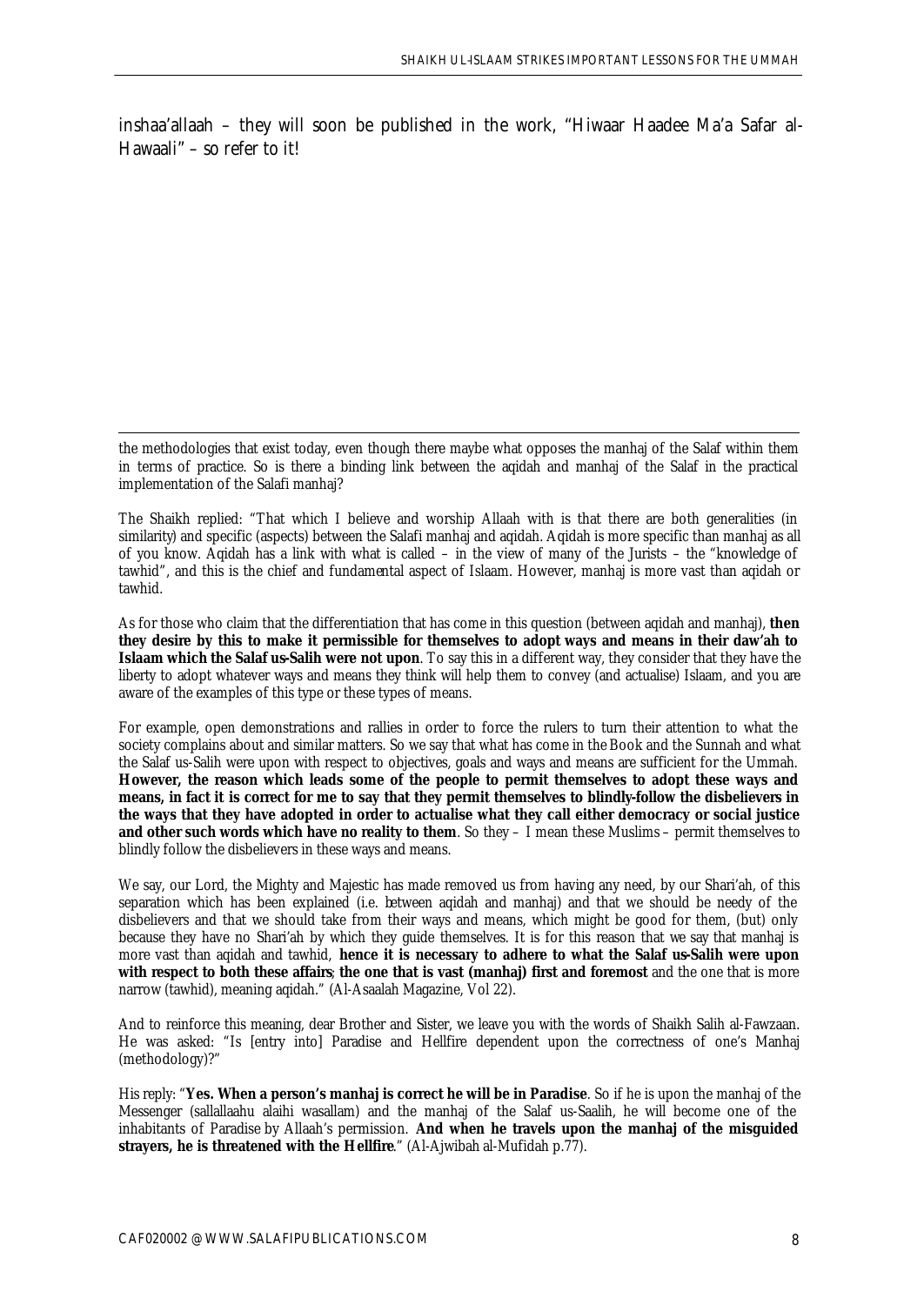inshaa'allaah – they will soon be published in the work, "Hiwaar Haadee Ma'a Safar al-Hawaali" – so refer to it!

---

the methodologies that exist today, even though there maybe what opposes the manhaj of the Salaf within them in terms of practice. So is there a binding link between the aqidah and manhaj of the Salaf in the practical implementation of the Salafi manhaj?

The Shaikh replied: "That which I believe and worship Allaah with is that there are both generalities (in similarity) and specific (aspects) between the Salafi manhaj and aqidah. Aqidah is more specific than manhaj as all of you know. Aqidah has a link with what is called – in the view of many of the Jurists – the "knowledge of tawhid", and this is the chief and fundamental aspect of Islaam. However, manhaj is more vast than aqidah or tawhid.

As for those who claim that the differentiation that has come in this question (between aqidah and manhaj), **then they desire by this to make it permissible for themselves to adopt ways and means in their daw'ah to Islaam which the Salaf us-Salih were not upon**. To say this in a different way, they consider that they have the liberty to adopt whatever ways and means they think will help them to convey (and actualise) Islaam, and you are aware of the examples of this type or these types of means.

For example, open demonstrations and rallies in order to force the rulers to turn their attention to what the society complains about and similar matters. So we say that what has come in the Book and the Sunnah and what the Salaf us-Salih were upon with respect to objectives, goals and ways and means are sufficient for the Ummah. **However, the reason which leads some of the people to permit themselves to adopt these ways and means, in fact it is correct for me to say that they permit themselves to blindly-follow the disbelievers in the ways that they have adopted in order to actualise what they call either democracy or social justice and other such words which have no reality to them**. So they – I mean these Muslims – permit themselves to blindly follow the disbelievers in these ways and means.

We say, our Lord, the Mighty and Majestic has made removed us from having any need, by our Shari'ah, of this separation which has been explained (i.e. between aqidah and manhaj) and that we should be needy of the disbelievers and that we should take from their ways and means, which might be good for them, (but) only because they have no Shari'ah by which they guide themselves. It is for this reason that we say that manhaj is more vast than aqidah and tawhid, **hence it is necessary to adhere to what the Salaf us-Salih were upon with respect to both these affairs**; **the one that is vast (manhaj) first and foremost** and the one that is more narrow (tawhid), meaning aqidah." (Al-Asaalah Magazine, Vol 22).

And to reinforce this meaning, dear Brother and Sister, we leave you with the words of Shaikh Salih al-Fawzaan. He was asked: "Is [entry into] Paradise and Hellfire dependent upon the correctness of one's Manhaj (methodology)?"

His reply: "**Yes. When a person's manhaj is correct he will be in Paradise**. So if he is upon the manhaj of the Messenger (sallallaahu alaihi wasallam) and the manhaj of the Salaf us-Saalih, he will become one of the inhabitants of Paradise by Allaah's permission. **And when he travels upon the manhaj of the misguided strayers, he is threatened with the Hellfire**." (Al-Ajwibah al-Mufidah p.77).